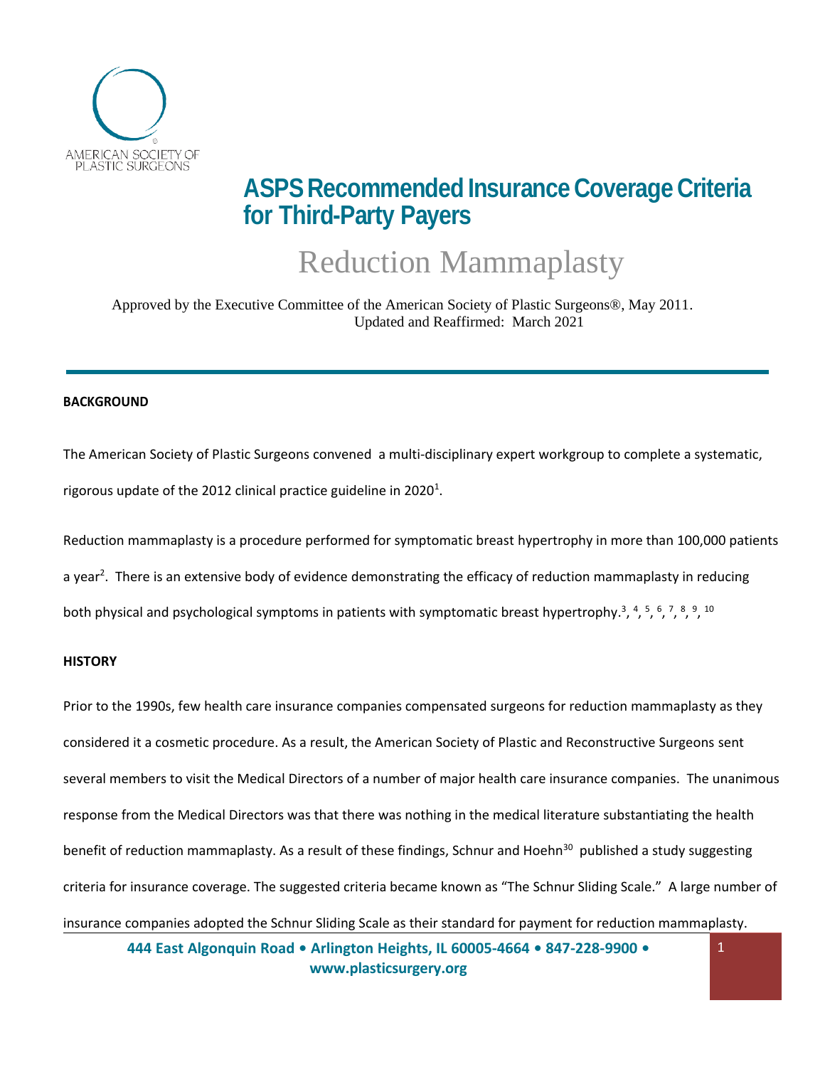AMERICAN SOCIETY OF PLASTIC SURGEONS

# ASPS Recommended Insurance Coverage Criteria for Third-Party Payers

## Reduction Mammaplasty

Approved by the Executive Committee of the American Society of Plastic Surgeons®, May 2011.
Updated and Reaffirmed: March 2021

---

**BACKGROUND**

The American Society of Plastic Surgeons convened a multi-disciplinary expert workgroup to complete a systematic, rigorous update of the 2012 clinical practice guideline in 2020[1].

Reduction mammaplasty is a procedure performed for symptomatic breast hypertrophy in more than 100,000 patients a year[2]. There is an extensive body of evidence demonstrating the efficacy of reduction mammaplasty in reducing both physical and psychological symptoms in patients with symptomatic breast hypertrophy.[3, 4, 5, 6, 7, 8, 9, 10]

**HISTORY**

Prior to the 1990s, few health care insurance companies compensated surgeons for reduction mammaplasty as they considered it a cosmetic procedure. As a result, the American Society of Plastic and Reconstructive Surgeons sent several members to visit the Medical Directors of a number of major health care insurance companies. The unanimous response from the Medical Directors was that there was nothing in the medical literature substantiating the health benefit of reduction mammaplasty. As a result of these findings, Schnur and Hoehn[30] published a study suggesting criteria for insurance coverage. The suggested criteria became known as "The Schnur Sliding Scale." A large number of insurance companies adopted the Schnur Sliding Scale as their standard for payment for reduction mammaplasty.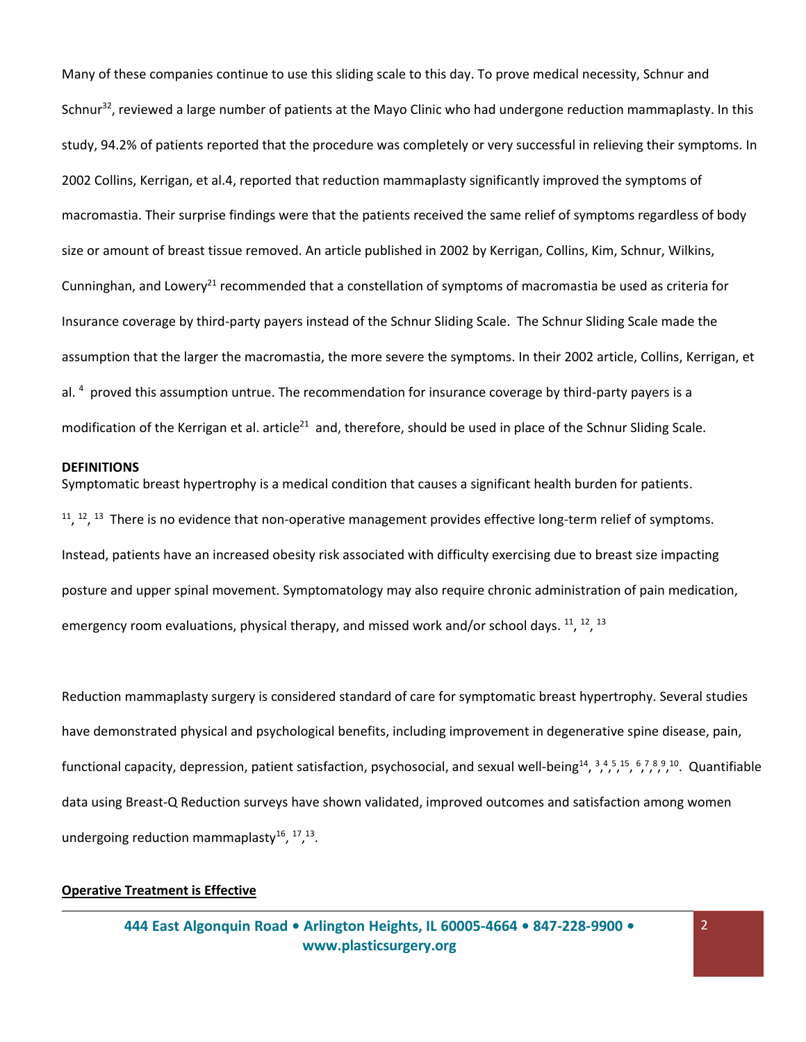Many of these companies continue to use this sliding scale to this day. To prove medical necessity, Schnur and Schnur[32], reviewed a large number of patients at the Mayo Clinic who had undergone reduction mammaplasty. In this study, 94.2% of patients reported that the procedure was completely or very successful in relieving their symptoms. In 2002 Collins, Kerrigan, et al.4, reported that reduction mammaplasty significantly improved the symptoms of macromastia. Their surprise findings were that the patients received the same relief of symptoms regardless of body size or amount of breast tissue removed. An article published in 2002 by Kerrigan, Collins, Kim, Schnur, Wilkins, Cunninghan, and Lowery[21] recommended that a constellation of symptoms of macromastia be used as criteria for Insurance coverage by third-party payers instead of the Schnur Sliding Scale. The Schnur Sliding Scale made the assumption that the larger the macromastia, the more severe the symptoms. In their 2002 article, Collins, Kerrigan, et al. [4] proved this assumption untrue. The recommendation for insurance coverage by third-party payers is a modification of the Kerrigan et al. article[21] and, therefore, should be used in place of the Schnur Sliding Scale.

**DEFINITIONS**

Symptomatic breast hypertrophy is a medical condition that causes a significant health burden for patients. [11], [12], [13] There is no evidence that non-operative management provides effective long-term relief of symptoms. Instead, patients have an increased obesity risk associated with difficulty exercising due to breast size impacting posture and upper spinal movement. Symptomatology may also require chronic administration of pain medication, emergency room evaluations, physical therapy, and missed work and/or school days. [11], [12], [13]

Reduction mammaplasty surgery is considered standard of care for symptomatic breast hypertrophy. Several studies have demonstrated physical and psychological benefits, including improvement in degenerative spine disease, pain, functional capacity, depression, patient satisfaction, psychosocial, and sexual well-being[14], [3],[4],[5],[15], [6],[7],[8],[9],[10]. Quantifiable data using Breast-Q Reduction surveys have shown validated, improved outcomes and satisfaction among women undergoing reduction mammaplasty[16], [17],[13].

**<u>Operative Treatment is Effective</u>**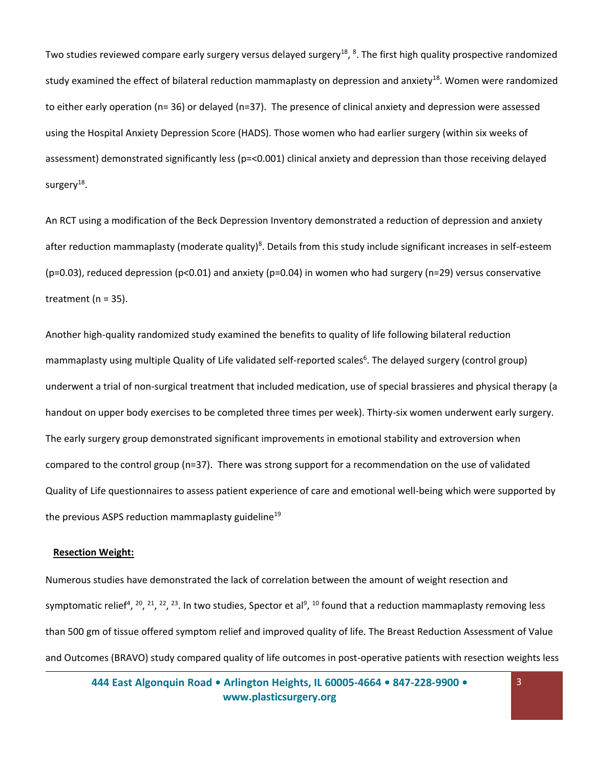Two studies reviewed compare early surgery versus delayed surgery[18], [8]. The first high quality prospective randomized study examined the effect of bilateral reduction mammaplasty on depression and anxiety[18]. Women were randomized to either early operation (n= 36) or delayed (n=37). The presence of clinical anxiety and depression were assessed using the Hospital Anxiety Depression Score (HADS). Those women who had earlier surgery (within six weeks of assessment) demonstrated significantly less (p=<0.001) clinical anxiety and depression than those receiving delayed surgery[18].

An RCT using a modification of the Beck Depression Inventory demonstrated a reduction of depression and anxiety after reduction mammaplasty (moderate quality)[8]. Details from this study include significant increases in self-esteem (p=0.03), reduced depression (p<0.01) and anxiety (p=0.04) in women who had surgery (n=29) versus conservative treatment (n = 35).

Another high-quality randomized study examined the benefits to quality of life following bilateral reduction mammaplasty using multiple Quality of Life validated self-reported scales[6]. The delayed surgery (control group) underwent a trial of non-surgical treatment that included medication, use of special brassieres and physical therapy (a handout on upper body exercises to be completed three times per week). Thirty-six women underwent early surgery. The early surgery group demonstrated significant improvements in emotional stability and extroversion when compared to the control group (n=37). There was strong support for a recommendation on the use of validated Quality of Life questionnaires to assess patient experience of care and emotional well-being which were supported by the previous ASPS reduction mammaplasty guideline[19]

**Resection Weight:**

Numerous studies have demonstrated the lack of correlation between the amount of weight resection and symptomatic relief[4], [20], [21], [22], [23]. In two studies, Spector et al[9], [10] found that a reduction mammaplasty removing less than 500 gm of tissue offered symptom relief and improved quality of life. The Breast Reduction Assessment of Value and Outcomes (BRAVO) study compared quality of life outcomes in post-operative patients with resection weights less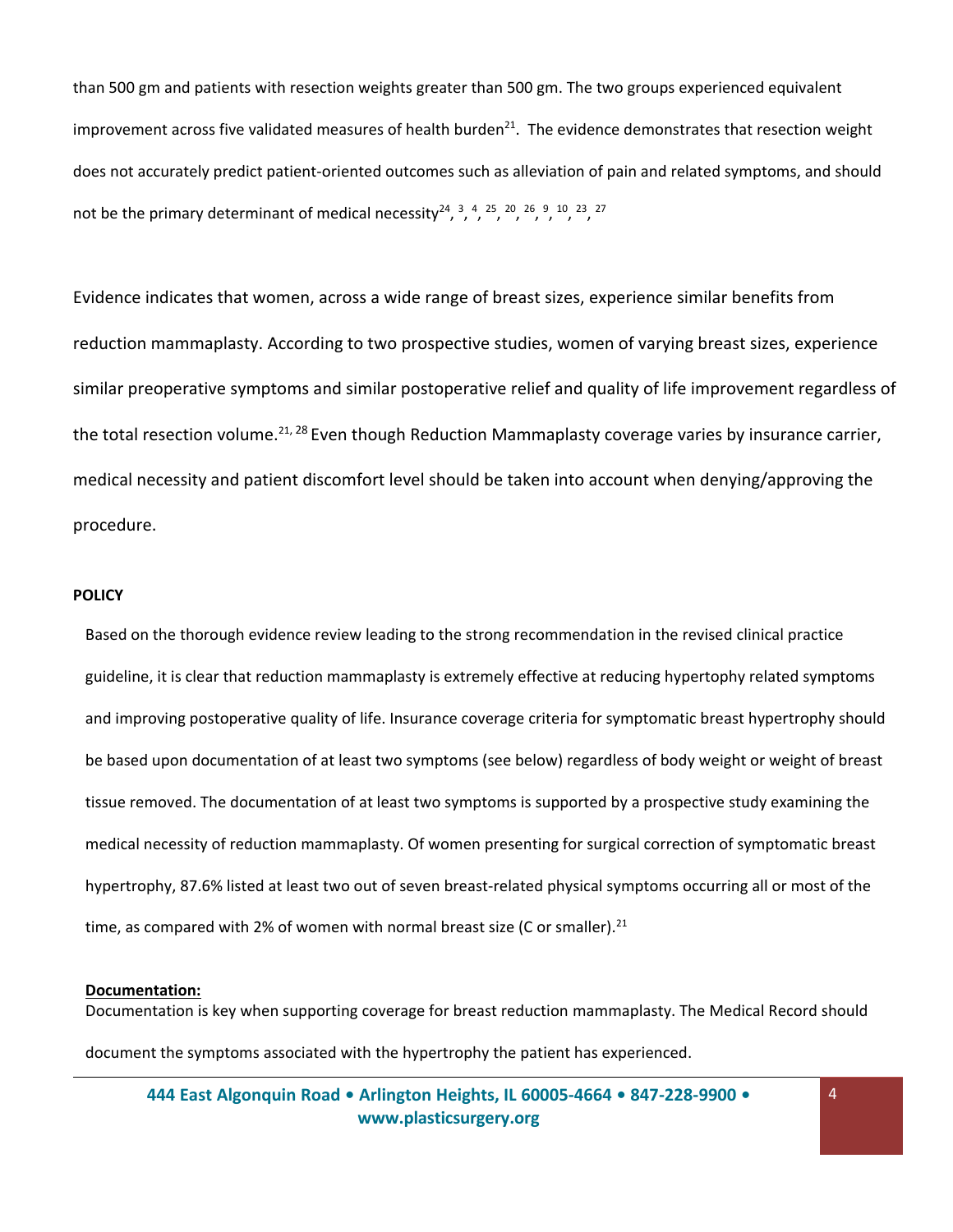than 500 gm and patients with resection weights greater than 500 gm. The two groups experienced equivalent improvement across five validated measures of health burden[21]. The evidence demonstrates that resection weight does not accurately predict patient-oriented outcomes such as alleviation of pain and related symptoms, and should not be the primary determinant of medical necessity[24, 3, 4, 25, 20, 26, 9, 10, 23, 27]

Evidence indicates that women, across a wide range of breast sizes, experience similar benefits from reduction mammaplasty. According to two prospective studies, women of varying breast sizes, experience similar preoperative symptoms and similar postoperative relief and quality of life improvement regardless of the total resection volume.[21, 28] Even though Reduction Mammaplasty coverage varies by insurance carrier, medical necessity and patient discomfort level should be taken into account when denying/approving the procedure.

**POLICY**

Based on the thorough evidence review leading to the strong recommendation in the revised clinical practice guideline, it is clear that reduction mammaplasty is extremely effective at reducing hypertophy related symptoms and improving postoperative quality of life. Insurance coverage criteria for symptomatic breast hypertrophy should be based upon documentation of at least two symptoms (see below) regardless of body weight or weight of breast tissue removed. The documentation of at least two symptoms is supported by a prospective study examining the medical necessity of reduction mammaplasty. Of women presenting for surgical correction of symptomatic breast hypertrophy, 87.6% listed at least two out of seven breast-related physical symptoms occurring all or most of the time, as compared with 2% of women with normal breast size (C or smaller).[21]

**Documentation:**

Documentation is key when supporting coverage for breast reduction mammaplasty. The Medical Record should document the symptoms associated with the hypertrophy the patient has experienced.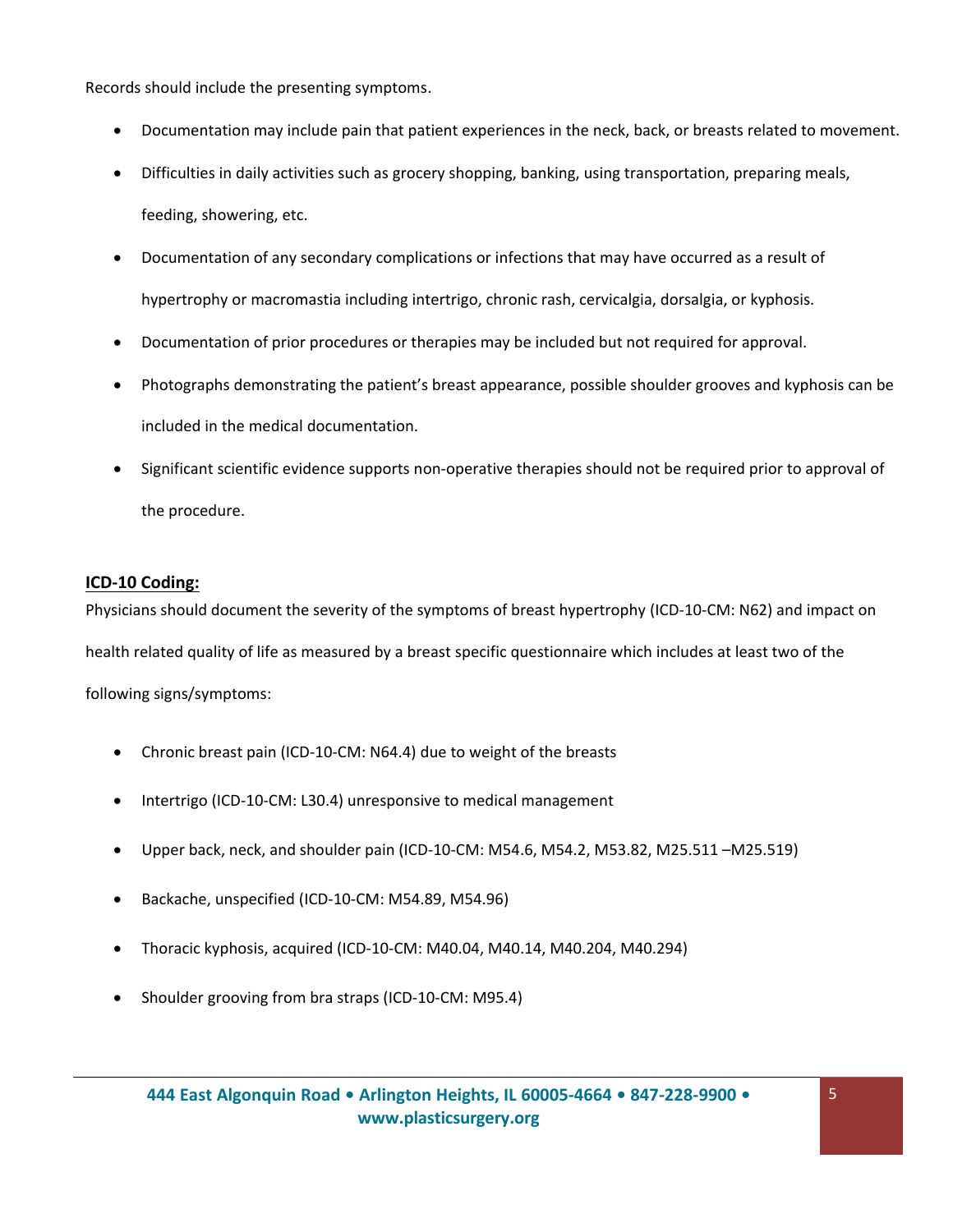Records should include the presenting symptoms.

- Documentation may include pain that patient experiences in the neck, back, or breasts related to movement.
- Difficulties in daily activities such as grocery shopping, banking, using transportation, preparing meals, feeding, showering, etc.
- Documentation of any secondary complications or infections that may have occurred as a result of hypertrophy or macromastia including intertrigo, chronic rash, cervicalgia, dorsalgia, or kyphosis.
- Documentation of prior procedures or therapies may be included but not required for approval.
- Photographs demonstrating the patient's breast appearance, possible shoulder grooves and kyphosis can be included in the medical documentation.
- Significant scientific evidence supports non-operative therapies should not be required prior to approval of the procedure.

**ICD-10 Coding:**

Physicians should document the severity of the symptoms of breast hypertrophy (ICD-10-CM: N62) and impact on health related quality of life as measured by a breast specific questionnaire which includes at least two of the following signs/symptoms:

- Chronic breast pain (ICD-10-CM: N64.4) due to weight of the breasts
- Intertrigo (ICD-10-CM: L30.4) unresponsive to medical management
- Upper back, neck, and shoulder pain (ICD-10-CM: M54.6, M54.2, M53.82, M25.511 –M25.519)
- Backache, unspecified (ICD-10-CM: M54.89, M54.96)
- Thoracic kyphosis, acquired (ICD-10-CM: M40.04, M40.14, M40.204, M40.294)
- Shoulder grooving from bra straps (ICD-10-CM: M95.4)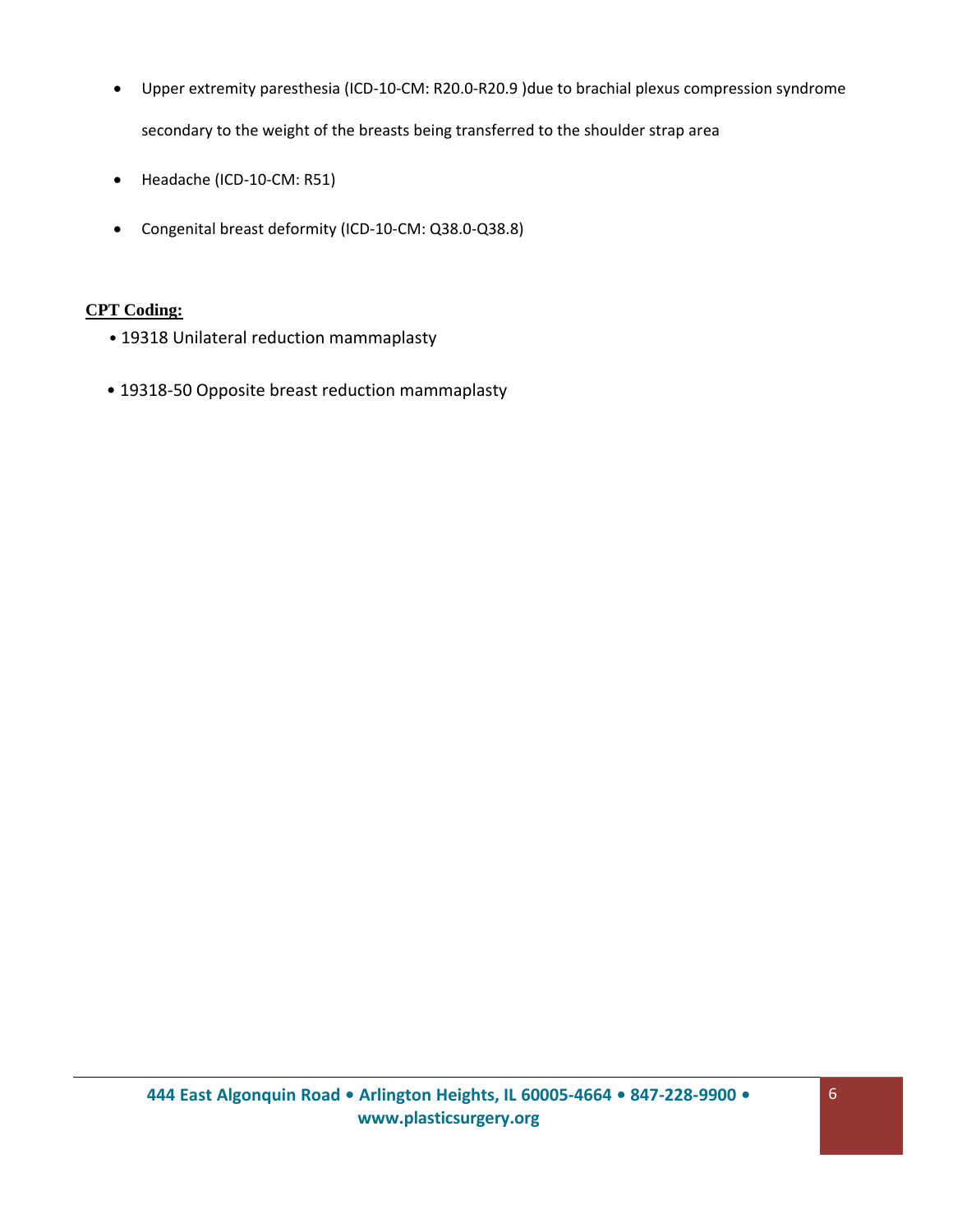- Upper extremity paresthesia (ICD-10-CM: R20.0-R20.9 )due to brachial plexus compression syndrome secondary to the weight of the breasts being transferred to the shoulder strap area
- Headache (ICD-10-CM: R51)
- Congenital breast deformity (ICD-10-CM: Q38.0-Q38.8)

**CPT Coding:**

- 19318 Unilateral reduction mammaplasty
- 19318-50 Opposite breast reduction mammaplasty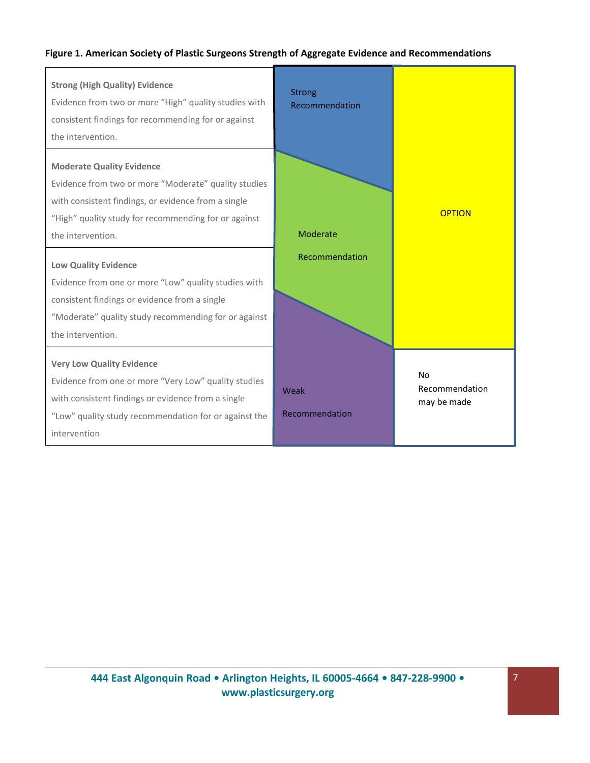**Figure 1. American Society of Plastic Surgeons Strength of Aggregate Evidence and Recommendations**

| Evidence | Recommendation | |
|---|---|---|
| **Strong (High Quality) Evidence**<br>Evidence from two or more "High" quality studies with consistent findings for recommending for or against the intervention. | Strong Recommendation | OPTION |
| **Moderate Quality Evidence**<br>Evidence from two or more "Moderate" quality studies with consistent findings, or evidence from a single "High" quality study for recommending for or against the intervention. | Moderate Recommendation | OPTION |
| **Low Quality Evidence**<br>Evidence from one or more "Low" quality studies with consistent findings or evidence from a single "Moderate" quality study recommending for or against the intervention. | Moderate Recommendation / Weak Recommendation | OPTION |
| **Very Low Quality Evidence**<br>Evidence from one or more "Very Low" quality studies with consistent findings or evidence from a single "Low" quality study recommendation for or against the intervention | Weak Recommendation | No Recommendation may be made |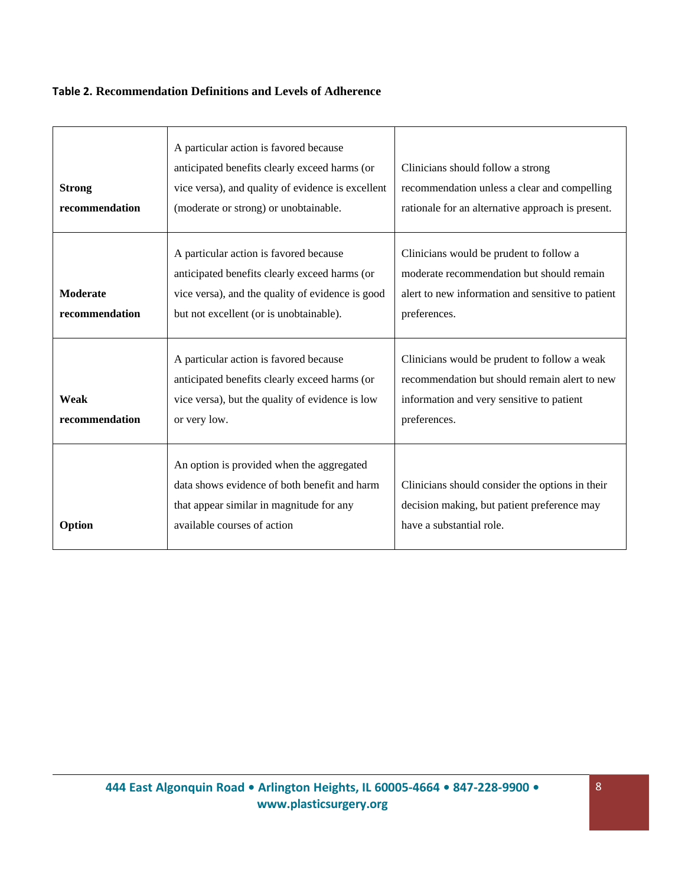**Table 2. Recommendation Definitions and Levels of Adherence**

| | | |
|---|---|---|
| **Strong recommendation** | A particular action is favored because anticipated benefits clearly exceed harms (or vice versa), and quality of evidence is excellent (moderate or strong) or unobtainable. | Clinicians should follow a strong recommendation unless a clear and compelling rationale for an alternative approach is present. |
| **Moderate recommendation** | A particular action is favored because anticipated benefits clearly exceed harms (or vice versa), and the quality of evidence is good but not excellent (or is unobtainable). | Clinicians would be prudent to follow a moderate recommendation but should remain alert to new information and sensitive to patient preferences. |
| **Weak recommendation** | A particular action is favored because anticipated benefits clearly exceed harms (or vice versa), but the quality of evidence is low or very low. | Clinicians would be prudent to follow a weak recommendation but should remain alert to new information and very sensitive to patient preferences. |
| **Option** | An option is provided when the aggregated data shows evidence of both benefit and harm that appear similar in magnitude for any available courses of action | Clinicians should consider the options in their decision making, but patient preference may have a substantial role. |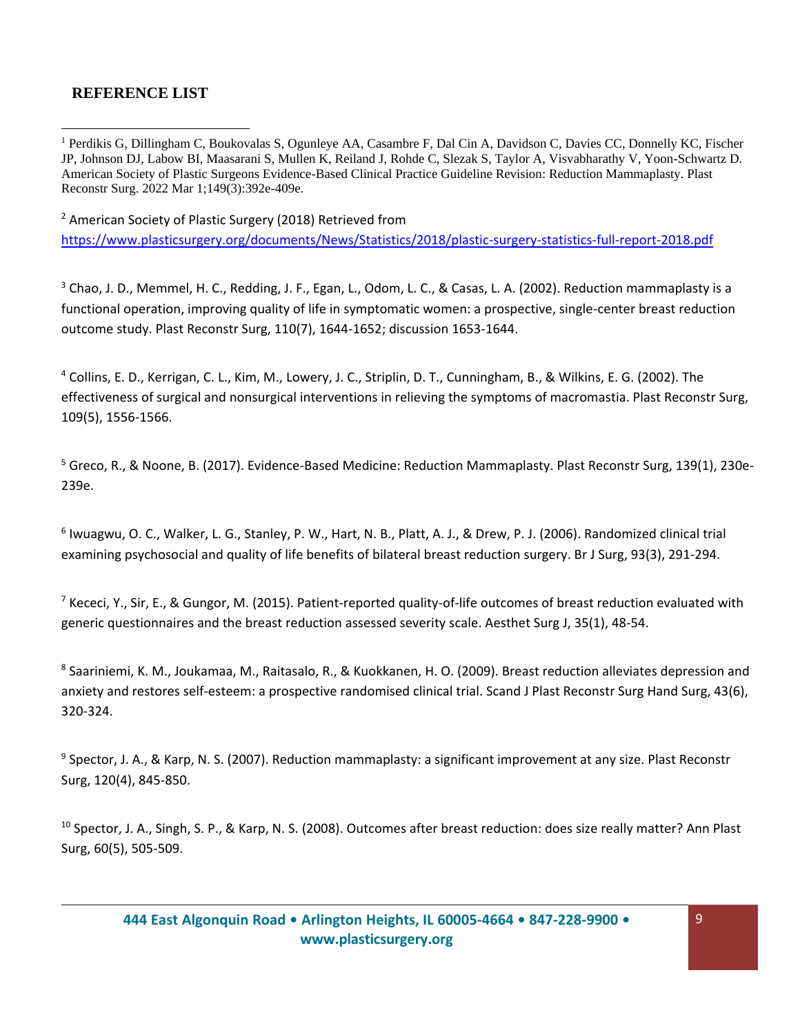## REFERENCE LIST

[1] Perdikis G, Dillingham C, Boukovalas S, Ogunleye AA, Casambre F, Dal Cin A, Davidson C, Davies CC, Donnelly KC, Fischer JP, Johnson DJ, Labow BI, Maasarani S, Mullen K, Reiland J, Rohde C, Slezak S, Taylor A, Visvabharathy V, Yoon-Schwartz D. American Society of Plastic Surgeons Evidence-Based Clinical Practice Guideline Revision: Reduction Mammaplasty. Plast Reconstr Surg. 2022 Mar 1;149(3):392e-409e.

[2] American Society of Plastic Surgery (2018) Retrieved from https://www.plasticsurgery.org/documents/News/Statistics/2018/plastic-surgery-statistics-full-report-2018.pdf

[3] Chao, J. D., Memmel, H. C., Redding, J. F., Egan, L., Odom, L. C., & Casas, L. A. (2002). Reduction mammaplasty is a functional operation, improving quality of life in symptomatic women: a prospective, single-center breast reduction outcome study. Plast Reconstr Surg, 110(7), 1644-1652; discussion 1653-1644.

[4] Collins, E. D., Kerrigan, C. L., Kim, M., Lowery, J. C., Striplin, D. T., Cunningham, B., & Wilkins, E. G. (2002). The effectiveness of surgical and nonsurgical interventions in relieving the symptoms of macromastia. Plast Reconstr Surg, 109(5), 1556-1566.

[5] Greco, R., & Noone, B. (2017). Evidence-Based Medicine: Reduction Mammaplasty. Plast Reconstr Surg, 139(1), 230e-239e.

[6] Iwuagwu, O. C., Walker, L. G., Stanley, P. W., Hart, N. B., Platt, A. J., & Drew, P. J. (2006). Randomized clinical trial examining psychosocial and quality of life benefits of bilateral breast reduction surgery. Br J Surg, 93(3), 291-294.

[7] Kececi, Y., Sir, E., & Gungor, M. (2015). Patient-reported quality-of-life outcomes of breast reduction evaluated with generic questionnaires and the breast reduction assessed severity scale. Aesthet Surg J, 35(1), 48-54.

[8] Saariniemi, K. M., Joukamaa, M., Raitasalo, R., & Kuokkanen, H. O. (2009). Breast reduction alleviates depression and anxiety and restores self-esteem: a prospective randomised clinical trial. Scand J Plast Reconstr Surg Hand Surg, 43(6), 320-324.

[9] Spector, J. A., & Karp, N. S. (2007). Reduction mammaplasty: a significant improvement at any size. Plast Reconstr Surg, 120(4), 845-850.

[10] Spector, J. A., Singh, S. P., & Karp, N. S. (2008). Outcomes after breast reduction: does size really matter? Ann Plast Surg, 60(5), 505-509.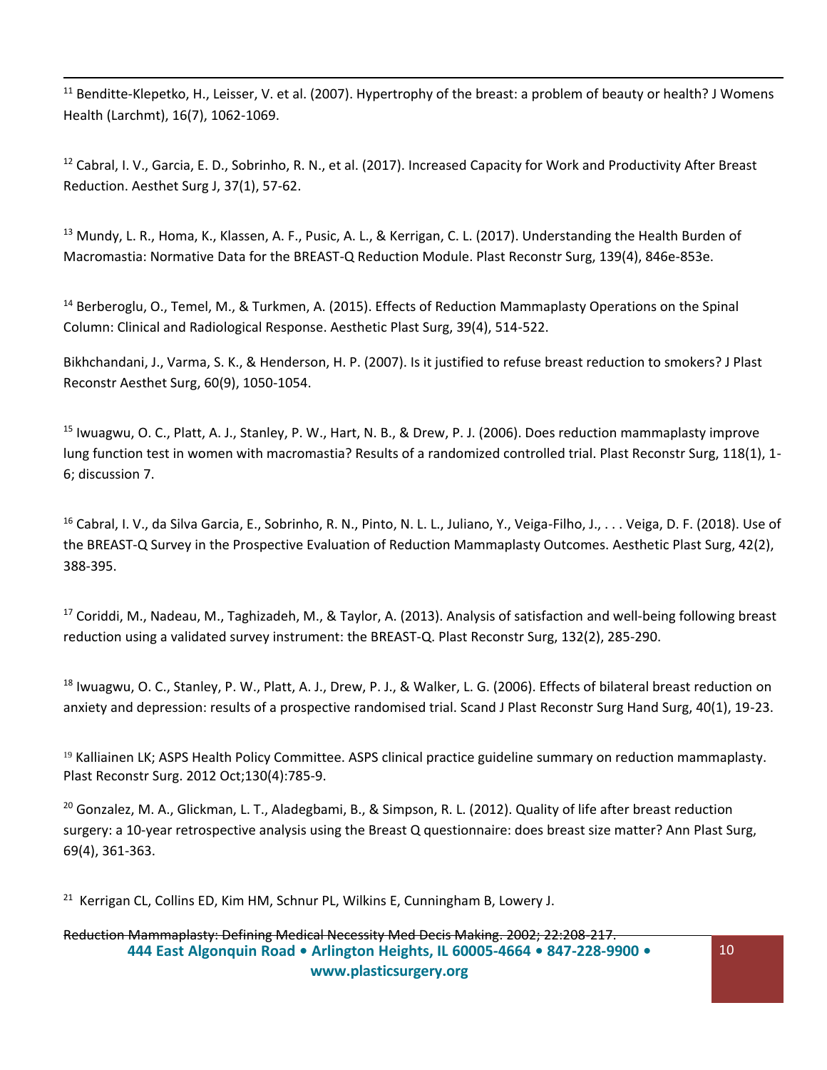[11] Benditte-Klepetko, H., Leisser, V. et al. (2007). Hypertrophy of the breast: a problem of beauty or health? J Womens Health (Larchmt), 16(7), 1062-1069.

[12] Cabral, I. V., Garcia, E. D., Sobrinho, R. N., et al. (2017). Increased Capacity for Work and Productivity After Breast Reduction. Aesthet Surg J, 37(1), 57-62.

[13] Mundy, L. R., Homa, K., Klassen, A. F., Pusic, A. L., & Kerrigan, C. L. (2017). Understanding the Health Burden of Macromastia: Normative Data for the BREAST-Q Reduction Module. Plast Reconstr Surg, 139(4), 846e-853e.

[14] Berberoglu, O., Temel, M., & Turkmen, A. (2015). Effects of Reduction Mammaplasty Operations on the Spinal Column: Clinical and Radiological Response. Aesthetic Plast Surg, 39(4), 514-522.

Bikhchandani, J., Varma, S. K., & Henderson, H. P. (2007). Is it justified to refuse breast reduction to smokers? J Plast Reconstr Aesthet Surg, 60(9), 1050-1054.

[15] Iwuagwu, O. C., Platt, A. J., Stanley, P. W., Hart, N. B., & Drew, P. J. (2006). Does reduction mammaplasty improve lung function test in women with macromastia? Results of a randomized controlled trial. Plast Reconstr Surg, 118(1), 1-6; discussion 7.

[16] Cabral, I. V., da Silva Garcia, E., Sobrinho, R. N., Pinto, N. L. L., Juliano, Y., Veiga-Filho, J., . . . Veiga, D. F. (2018). Use of the BREAST-Q Survey in the Prospective Evaluation of Reduction Mammaplasty Outcomes. Aesthetic Plast Surg, 42(2), 388-395.

[17] Coriddi, M., Nadeau, M., Taghizadeh, M., & Taylor, A. (2013). Analysis of satisfaction and well-being following breast reduction using a validated survey instrument: the BREAST-Q. Plast Reconstr Surg, 132(2), 285-290.

[18] Iwuagwu, O. C., Stanley, P. W., Platt, A. J., Drew, P. J., & Walker, L. G. (2006). Effects of bilateral breast reduction on anxiety and depression: results of a prospective randomised trial. Scand J Plast Reconstr Surg Hand Surg, 40(1), 19-23.

[19] Kalliainen LK; ASPS Health Policy Committee. ASPS clinical practice guideline summary on reduction mammaplasty. Plast Reconstr Surg. 2012 Oct;130(4):785-9.

[20] Gonzalez, M. A., Glickman, L. T., Aladegbami, B., & Simpson, R. L. (2012). Quality of life after breast reduction surgery: a 10-year retrospective analysis using the Breast Q questionnaire: does breast size matter? Ann Plast Surg, 69(4), 361-363.

[21] Kerrigan CL, Collins ED, Kim HM, Schnur PL, Wilkins E, Cunningham B, Lowery J.

~~Reduction Mammaplasty: Defining Medical Necessity Med Decis Making. 2002; 22:208-217.~~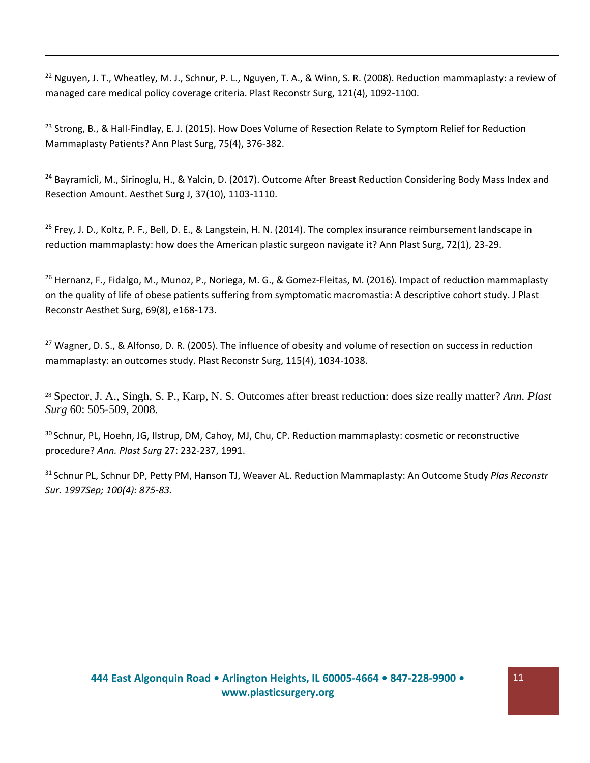[22] Nguyen, J. T., Wheatley, M. J., Schnur, P. L., Nguyen, T. A., & Winn, S. R. (2008). Reduction mammaplasty: a review of managed care medical policy coverage criteria. Plast Reconstr Surg, 121(4), 1092-1100.

[23] Strong, B., & Hall-Findlay, E. J. (2015). How Does Volume of Resection Relate to Symptom Relief for Reduction Mammaplasty Patients? Ann Plast Surg, 75(4), 376-382.

[24] Bayramicli, M., Sirinoglu, H., & Yalcin, D. (2017). Outcome After Breast Reduction Considering Body Mass Index and Resection Amount. Aesthet Surg J, 37(10), 1103-1110.

[25] Frey, J. D., Koltz, P. F., Bell, D. E., & Langstein, H. N. (2014). The complex insurance reimbursement landscape in reduction mammaplasty: how does the American plastic surgeon navigate it? Ann Plast Surg, 72(1), 23-29.

[26] Hernanz, F., Fidalgo, M., Munoz, P., Noriega, M. G., & Gomez-Fleitas, M. (2016). Impact of reduction mammaplasty on the quality of life of obese patients suffering from symptomatic macromastia: A descriptive cohort study. J Plast Reconstr Aesthet Surg, 69(8), e168-173.

[27] Wagner, D. S., & Alfonso, D. R. (2005). The influence of obesity and volume of resection on success in reduction mammaplasty: an outcomes study. Plast Reconstr Surg, 115(4), 1034-1038.

[28] Spector, J. A., Singh, S. P., Karp, N. S. Outcomes after breast reduction: does size really matter? *Ann. Plast Surg* 60: 505-509, 2008.

[30] Schnur, PL, Hoehn, JG, Ilstrup, DM, Cahoy, MJ, Chu, CP. Reduction mammaplasty: cosmetic or reconstructive procedure? *Ann. Plast Surg* 27: 232-237, 1991.

[31] Schnur PL, Schnur DP, Petty PM, Hanson TJ, Weaver AL. Reduction Mammaplasty: An Outcome Study *Plas Reconstr Sur. 1997Sep; 100(4): 875-83.*

**444 East Algonquin Road • Arlington Heights, IL 60005-4664 • 847-228-9900 • www.plasticsurgery.org**